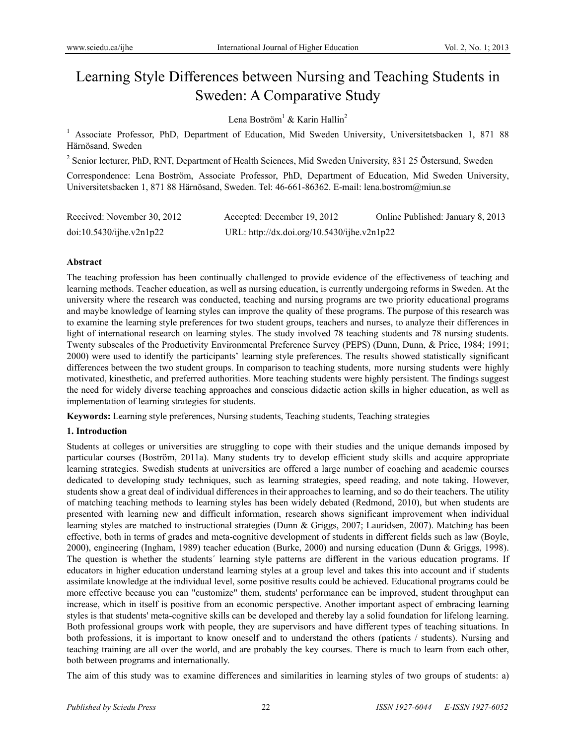# Learning Style Differences between Nursing and Teaching Students in Sweden: A Comparative Study

Lena Boström[1] & Karin Hallin[2]

[1] Associate Professor, PhD, Department of Education, Mid Sweden University, Universitetsbacken 1, 871 88 Härnösand, Sweden

[2] Senior lecturer, PhD, RNT, Department of Health Sciences, Mid Sweden University, 831 25 Östersund, Sweden

Correspondence: Lena Boström, Associate Professor, PhD, Department of Education, Mid Sweden University, Universitetsbacken 1, 871 88 Härnösand, Sweden. Tel: 46-661-86362. E-mail: lena.bostrom@miun.se

Received: November 30, 2012 Accepted: December 19, 2012 Online Published: January 8, 2013

doi:10.5430/ijhe.v2n1p22 URL: http://dx.doi.org/10.5430/ijhe.v2n1p22

**Abstract**

The teaching profession has been continually challenged to provide evidence of the effectiveness of teaching and learning methods. Teacher education, as well as nursing education, is currently undergoing reforms in Sweden. At the university where the research was conducted, teaching and nursing programs are two priority educational programs and maybe knowledge of learning styles can improve the quality of these programs. The purpose of this research was to examine the learning style preferences for two student groups, teachers and nurses, to analyze their differences in light of international research on learning styles. The study involved 78 teaching students and 78 nursing students. Twenty subscales of the Productivity Environmental Preference Survey (PEPS) (Dunn, Dunn, & Price, 1984; 1991; 2000) were used to identify the participants' learning style preferences. The results showed statistically significant differences between the two student groups. In comparison to teaching students, more nursing students were highly motivated, kinesthetic, and preferred authorities. More teaching students were highly persistent. The findings suggest the need for widely diverse teaching approaches and conscious didactic action skills in higher education, as well as implementation of learning strategies for students.

**Keywords:** Learning style preferences, Nursing students, Teaching students, Teaching strategies

## 1. Introduction

Students at colleges or universities are struggling to cope with their studies and the unique demands imposed by particular courses (Boström, 2011a). Many students try to develop efficient study skills and acquire appropriate learning strategies. Swedish students at universities are offered a large number of coaching and academic courses dedicated to developing study techniques, such as learning strategies, speed reading, and note taking. However, students show a great deal of individual differences in their approaches to learning, and so do their teachers. The utility of matching teaching methods to learning styles has been widely debated (Redmond, 2010), but when students are presented with learning new and difficult information, research shows significant improvement when individual learning styles are matched to instructional strategies (Dunn & Griggs, 2007; Lauridsen, 2007). Matching has been effective, both in terms of grades and meta-cognitive development of students in different fields such as law (Boyle, 2000), engineering (Ingham, 1989) teacher education (Burke, 2000) and nursing education (Dunn & Griggs, 1998). The question is whether the students´ learning style patterns are different in the various education programs. If educators in higher education understand learning styles at a group level and takes this into account and if students assimilate knowledge at the individual level, some positive results could be achieved. Educational programs could be more effective because you can "customize" them, students' performance can be improved, student throughput can increase, which in itself is positive from an economic perspective. Another important aspect of embracing learning styles is that students' meta-cognitive skills can be developed and thereby lay a solid foundation for lifelong learning. Both professional groups work with people, they are supervisors and have different types of teaching situations. In both professions, it is important to know oneself and to understand the others (patients / students). Nursing and teaching training are all over the world, and are probably the key courses. There is much to learn from each other, both between programs and internationally.

The aim of this study was to examine differences and similarities in learning styles of two groups of students: a)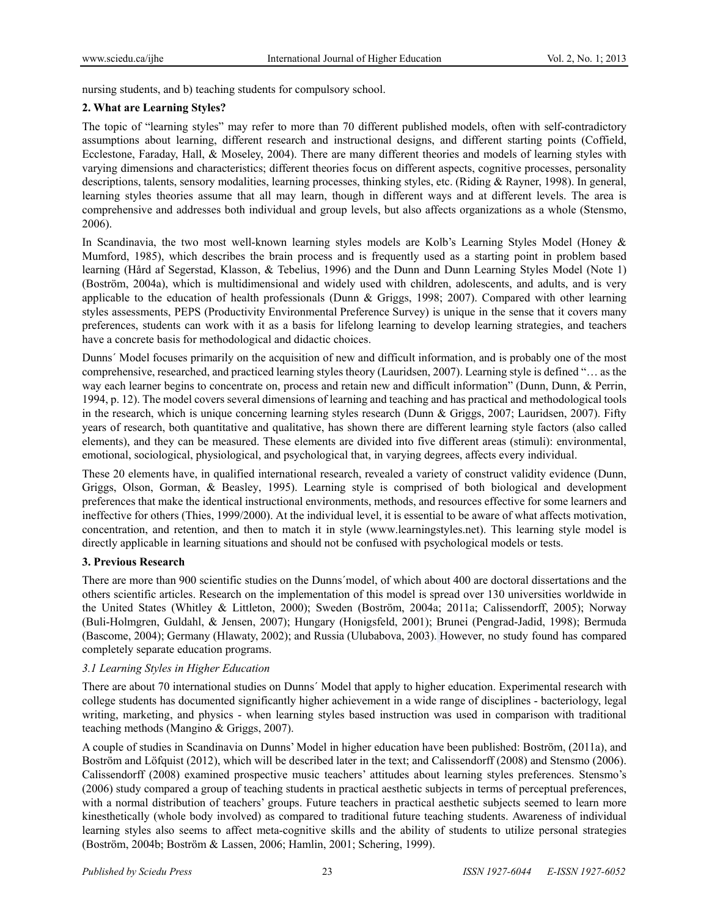nursing students, and b) teaching students for compulsory school.

## 2. What are Learning Styles?

The topic of "learning styles" may refer to more than 70 different published models, often with self-contradictory assumptions about learning, different research and instructional designs, and different starting points (Coffield, Ecclestone, Faraday, Hall, & Moseley, 2004). There are many different theories and models of learning styles with varying dimensions and characteristics; different theories focus on different aspects, cognitive processes, personality descriptions, talents, sensory modalities, learning processes, thinking styles, etc. (Riding & Rayner, 1998). In general, learning styles theories assume that all may learn, though in different ways and at different levels. The area is comprehensive and addresses both individual and group levels, but also affects organizations as a whole (Stensmo, 2006).

In Scandinavia, the two most well-known learning styles models are Kolb's Learning Styles Model (Honey & Mumford, 1985), which describes the brain process and is frequently used as a starting point in problem based learning (Hård af Segerstad, Klasson, & Tebelius, 1996) and the Dunn and Dunn Learning Styles Model (Note 1) (Boström, 2004a), which is multidimensional and widely used with children, adolescents, and adults, and is very applicable to the education of health professionals (Dunn & Griggs, 1998; 2007). Compared with other learning styles assessments, PEPS (Productivity Environmental Preference Survey) is unique in the sense that it covers many preferences, students can work with it as a basis for lifelong learning to develop learning strategies, and teachers have a concrete basis for methodological and didactic choices.

Dunns´ Model focuses primarily on the acquisition of new and difficult information, and is probably one of the most comprehensive, researched, and practiced learning styles theory (Lauridsen, 2007). Learning style is defined "… as the way each learner begins to concentrate on, process and retain new and difficult information" (Dunn, Dunn, & Perrin, 1994, p. 12). The model covers several dimensions of learning and teaching and has practical and methodological tools in the research, which is unique concerning learning styles research (Dunn & Griggs, 2007; Lauridsen, 2007). Fifty years of research, both quantitative and qualitative, has shown there are different learning style factors (also called elements), and they can be measured. These elements are divided into five different areas (stimuli): environmental, emotional, sociological, physiological, and psychological that, in varying degrees, affects every individual.

These 20 elements have, in qualified international research, revealed a variety of construct validity evidence (Dunn, Griggs, Olson, Gorman, & Beasley, 1995). Learning style is comprised of both biological and development preferences that make the identical instructional environments, methods, and resources effective for some learners and ineffective for others (Thies, 1999/2000). At the individual level, it is essential to be aware of what affects motivation, concentration, and retention, and then to match it in style (www.learningstyles.net). This learning style model is directly applicable in learning situations and should not be confused with psychological models or tests.

## 3. Previous Research

There are more than 900 scientific studies on the Dunns´model, of which about 400 are doctoral dissertations and the others scientific articles. Research on the implementation of this model is spread over 130 universities worldwide in the United States (Whitley & Littleton, 2000); Sweden (Boström, 2004a; 2011a; Calissendorff, 2005); Norway (Buli-Holmgren, Guldahl, & Jensen, 2007); Hungary (Honigsfeld, 2001); Brunei (Pengrad-Jadid, 1998); Bermuda (Bascome, 2004); Germany (Hlawaty, 2002); and Russia (Ulubabova, 2003). However, no study found has compared completely separate education programs.

### *3.1 Learning Styles in Higher Education*

There are about 70 international studies on Dunns´ Model that apply to higher education. Experimental research with college students has documented significantly higher achievement in a wide range of disciplines - bacteriology, legal writing, marketing, and physics - when learning styles based instruction was used in comparison with traditional teaching methods (Mangino & Griggs, 2007).

A couple of studies in Scandinavia on Dunns' Model in higher education have been published: Boström, (2011a), and Boström and Löfquist (2012), which will be described later in the text; and Calissendorff (2008) and Stensmo (2006). Calissendorff (2008) examined prospective music teachers' attitudes about learning styles preferences. Stensmo's (2006) study compared a group of teaching students in practical aesthetic subjects in terms of perceptual preferences, with a normal distribution of teachers' groups. Future teachers in practical aesthetic subjects seemed to learn more kinesthetically (whole body involved) as compared to traditional future teaching students. Awareness of individual learning styles also seems to affect meta-cognitive skills and the ability of students to utilize personal strategies (Boström, 2004b; Boström & Lassen, 2006; Hamlin, 2001; Schering, 1999).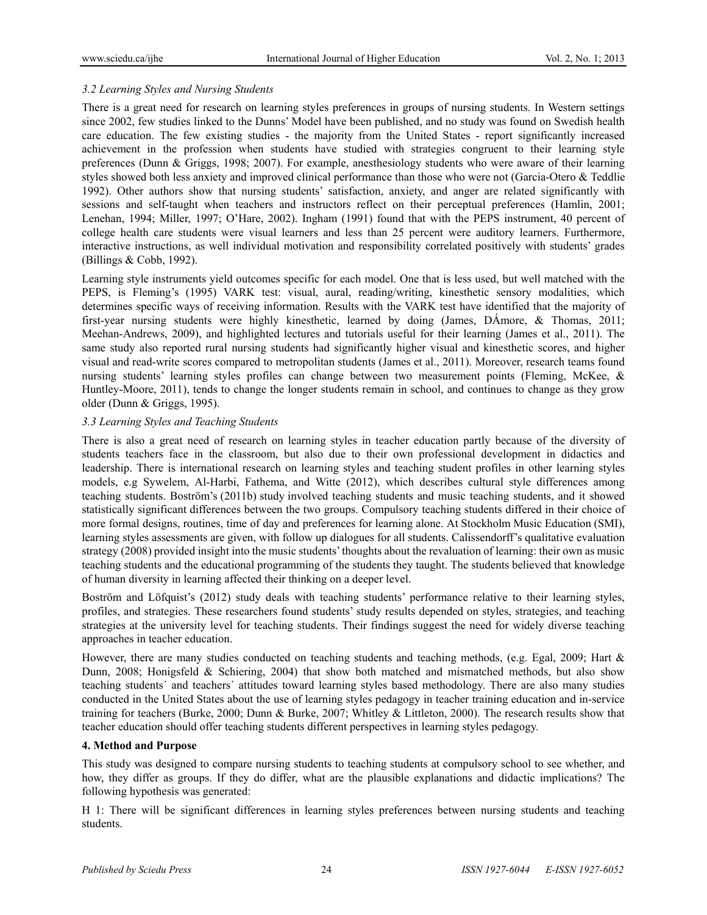### *3.2 Learning Styles and Nursing Students*

There is a great need for research on learning styles preferences in groups of nursing students. In Western settings since 2002, few studies linked to the Dunns' Model have been published, and no study was found on Swedish health care education. The few existing studies - the majority from the United States - report significantly increased achievement in the profession when students have studied with strategies congruent to their learning style preferences (Dunn & Griggs, 1998; 2007). For example, anesthesiology students who were aware of their learning styles showed both less anxiety and improved clinical performance than those who were not (Garcia-Otero & Teddlie 1992). Other authors show that nursing students' satisfaction, anxiety, and anger are related significantly with sessions and self-taught when teachers and instructors reflect on their perceptual preferences (Hamlin, 2001; Lenehan, 1994; Miller, 1997; O'Hare, 2002). Ingham (1991) found that with the PEPS instrument, 40 percent of college health care students were visual learners and less than 25 percent were auditory learners. Furthermore, interactive instructions, as well individual motivation and responsibility correlated positively with students' grades (Billings & Cobb, 1992).

Learning style instruments yield outcomes specific for each model. One that is less used, but well matched with the PEPS, is Fleming's (1995) VARK test: visual, aural, reading/writing, kinesthetic sensory modalities, which determines specific ways of receiving information. Results with the VARK test have identified that the majority of first-year nursing students were highly kinesthetic, learned by doing (James, DÁmore, & Thomas, 2011; Meehan-Andrews, 2009), and highlighted lectures and tutorials useful for their learning (James et al., 2011). The same study also reported rural nursing students had significantly higher visual and kinesthetic scores, and higher visual and read-write scores compared to metropolitan students (James et al., 2011). Moreover, research teams found nursing students' learning styles profiles can change between two measurement points (Fleming, McKee, & Huntley-Moore, 2011), tends to change the longer students remain in school, and continues to change as they grow older (Dunn & Griggs, 1995).

### *3.3 Learning Styles and Teaching Students*

There is also a great need of research on learning styles in teacher education partly because of the diversity of students teachers face in the classroom, but also due to their own professional development in didactics and leadership. There is international research on learning styles and teaching student profiles in other learning styles models, e.g Sywelem, Al-Harbi, Fathema, and Witte (2012), which describes cultural style differences among teaching students. Boström's (2011b) study involved teaching students and music teaching students, and it showed statistically significant differences between the two groups. Compulsory teaching students differed in their choice of more formal designs, routines, time of day and preferences for learning alone. At Stockholm Music Education (SMI), learning styles assessments are given, with follow up dialogues for all students. Calissendorff's qualitative evaluation strategy (2008) provided insight into the music students' thoughts about the revaluation of learning: their own as music teaching students and the educational programming of the students they taught. The students believed that knowledge of human diversity in learning affected their thinking on a deeper level.

Boström and Löfquist's (2012) study deals with teaching students' performance relative to their learning styles, profiles, and strategies. These researchers found students' study results depended on styles, strategies, and teaching strategies at the university level for teaching students. Their findings suggest the need for widely diverse teaching approaches in teacher education.

However, there are many studies conducted on teaching students and teaching methods, (e.g. Egal, 2009; Hart & Dunn, 2008; Honigsfeld & Schiering, 2004) that show both matched and mismatched methods, but also show teaching students´ and teachers´ attitudes toward learning styles based methodology. There are also many studies conducted in the United States about the use of learning styles pedagogy in teacher training education and in-service training for teachers (Burke, 2000; Dunn & Burke, 2007; Whitley & Littleton, 2000). The research results show that teacher education should offer teaching students different perspectives in learning styles pedagogy.

## **4. Method and Purpose**

This study was designed to compare nursing students to teaching students at compulsory school to see whether, and how, they differ as groups. If they do differ, what are the plausible explanations and didactic implications? The following hypothesis was generated:

H 1: There will be significant differences in learning styles preferences between nursing students and teaching students.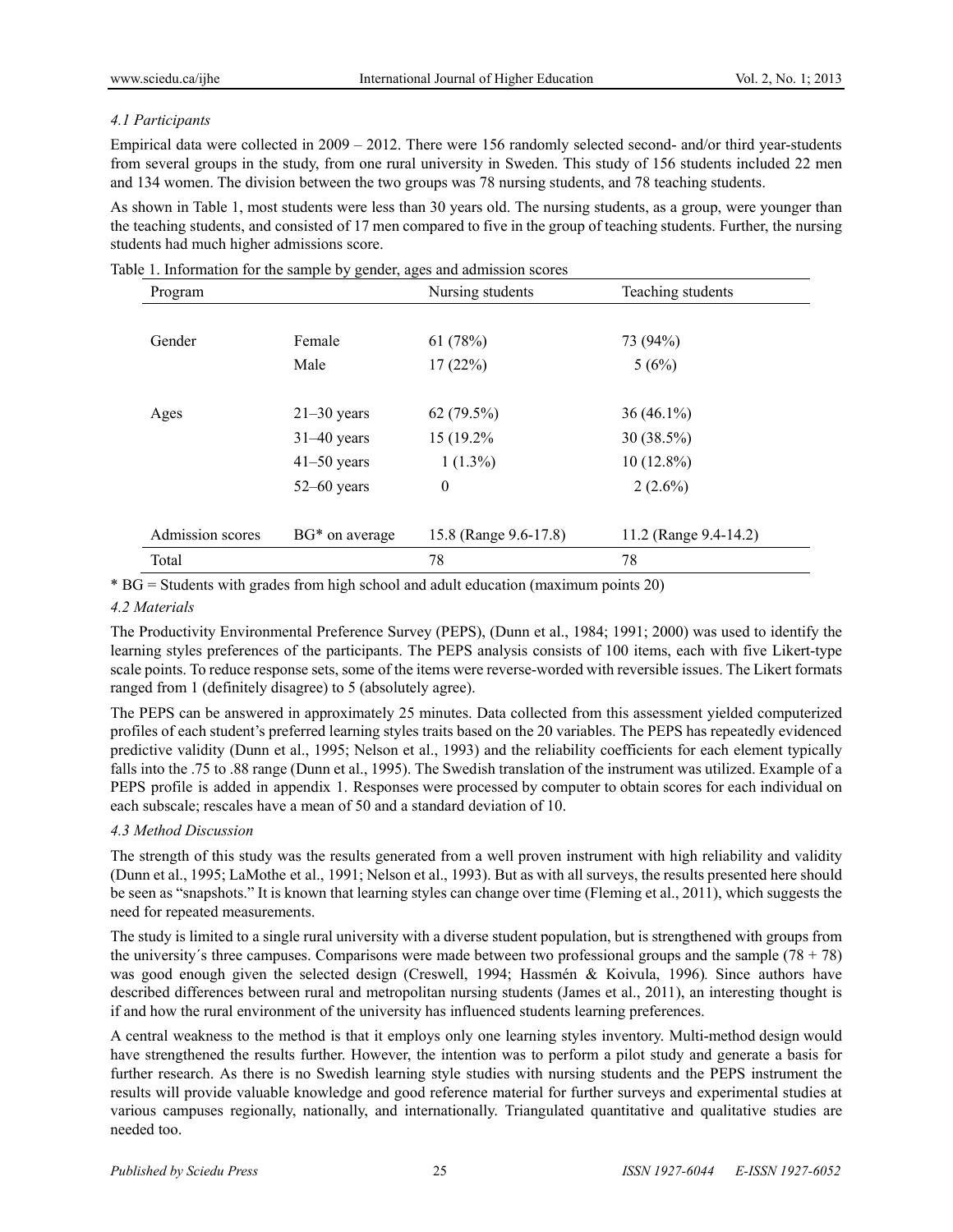### 4.1 Participants

Empirical data were collected in 2009 – 2012. There were 156 randomly selected second- and/or third year-students from several groups in the study, from one rural university in Sweden. This study of 156 students included 22 men and 134 women. The division between the two groups was 78 nursing students, and 78 teaching students.

As shown in Table 1, most students were less than 30 years old. The nursing students, as a group, were younger than the teaching students, and consisted of 17 men compared to five in the group of teaching students. Further, the nursing students had much higher admissions score.

Table 1. Information for the sample by gender, ages and admission scores

| Program | | Nursing students | Teaching students |
|---|---|---|---|
| Gender | Female | 61 (78%) | 73 (94%) |
| | Male | 17 (22%) | 5 (6%) |
| Ages | 21–30 years | 62 (79.5%) | 36 (46.1%) |
| | 31–40 years | 15 (19.2% | 30 (38.5%) |
| | 41–50 years | 1 (1.3%) | 10 (12.8%) |
| | 52–60 years | 0 | 2 (2.6%) |
| Admission scores | BG* on average | 15.8 (Range 9.6-17.8) | 11.2 (Range 9.4-14.2) |
| Total | | 78 | 78 |

* BG = Students with grades from high school and adult education (maximum points 20)

### 4.2 Materials

The Productivity Environmental Preference Survey (PEPS), (Dunn et al., 1984; 1991; 2000) was used to identify the learning styles preferences of the participants. The PEPS analysis consists of 100 items, each with five Likert-type scale points. To reduce response sets, some of the items were reverse-worded with reversible issues. The Likert formats ranged from 1 (definitely disagree) to 5 (absolutely agree).

The PEPS can be answered in approximately 25 minutes. Data collected from this assessment yielded computerized profiles of each student's preferred learning styles traits based on the 20 variables. The PEPS has repeatedly evidenced predictive validity (Dunn et al., 1995; Nelson et al., 1993) and the reliability coefficients for each element typically falls into the .75 to .88 range (Dunn et al., 1995). The Swedish translation of the instrument was utilized. Example of a PEPS profile is added in appendix 1. Responses were processed by computer to obtain scores for each individual on each subscale; rescales have a mean of 50 and a standard deviation of 10.

### 4.3 Method Discussion

The strength of this study was the results generated from a well proven instrument with high reliability and validity (Dunn et al., 1995; LaMothe et al., 1991; Nelson et al., 1993). But as with all surveys, the results presented here should be seen as "snapshots." It is known that learning styles can change over time (Fleming et al., 2011), which suggests the need for repeated measurements.

The study is limited to a single rural university with a diverse student population, but is strengthened with groups from the university´s three campuses. Comparisons were made between two professional groups and the sample (78 + 78) was good enough given the selected design (Creswell, 1994; Hassmén & Koivula, 1996). Since authors have described differences between rural and metropolitan nursing students (James et al., 2011), an interesting thought is if and how the rural environment of the university has influenced students learning preferences.

A central weakness to the method is that it employs only one learning styles inventory. Multi-method design would have strengthened the results further. However, the intention was to perform a pilot study and generate a basis for further research. As there is no Swedish learning style studies with nursing students and the PEPS instrument the results will provide valuable knowledge and good reference material for further surveys and experimental studies at various campuses regionally, nationally, and internationally. Triangulated quantitative and qualitative studies are needed too.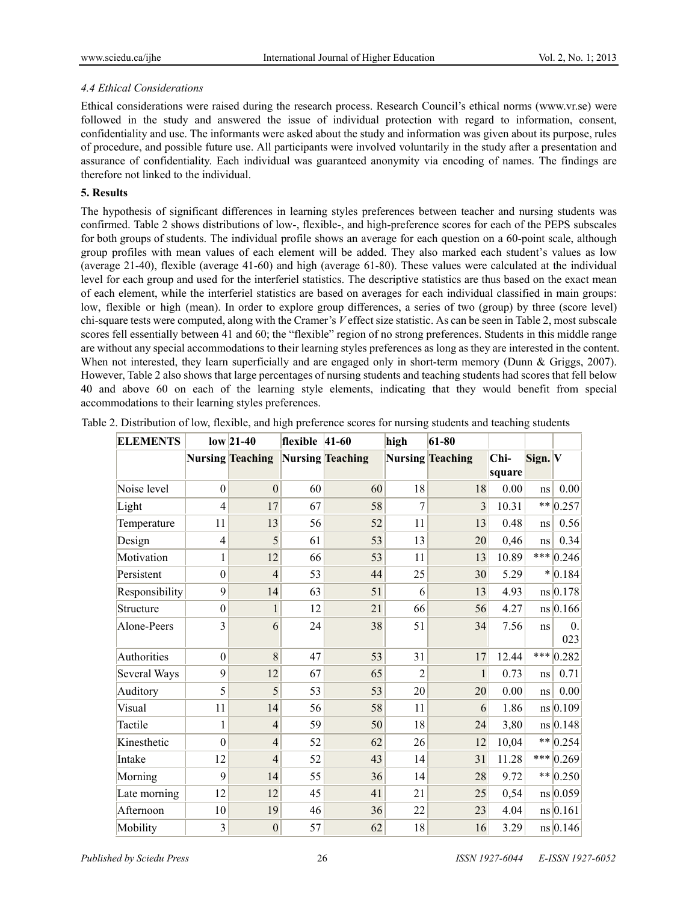### *4.4 Ethical Considerations*

Ethical considerations were raised during the research process. Research Council's ethical norms (www.vr.se) were followed in the study and answered the issue of individual protection with regard to information, consent, confidentiality and use. The informants were asked about the study and information was given about its purpose, rules of procedure, and possible future use. All participants were involved voluntarily in the study after a presentation and assurance of confidentiality. Each individual was guaranteed anonymity via encoding of names. The findings are therefore not linked to the individual.

## 5. Results

The hypothesis of significant differences in learning styles preferences between teacher and nursing students was confirmed. Table 2 shows distributions of low-, flexible-, and high-preference scores for each of the PEPS subscales for both groups of students. The individual profile shows an average for each question on a 60-point scale, although group profiles with mean values of each element will be added. They also marked each student's values as low (average 21-40), flexible (average 41-60) and high (average 61-80). These values were calculated at the individual level for each group and used for the interferiel statistics. The descriptive statistics are thus based on the exact mean of each element, while the interferiel statistics are based on averages for each individual classified in main groups: low, flexible or high (mean). In order to explore group differences, a series of two (group) by three (score level) chi-square tests were computed, along with the Cramer's *V* effect size statistic. As can be seen in Table 2, most subscale scores fell essentially between 41 and 60; the "flexible" region of no strong preferences. Students in this middle range are without any special accommodations to their learning styles preferences as long as they are interested in the content. When not interested, they learn superficially and are engaged only in short-term memory (Dunn & Griggs, 2007). However, Table 2 also shows that large percentages of nursing students and teaching students had scores that fell below 40 and above 60 on each of the learning style elements, indicating that they would benefit from special accommodations to their learning styles preferences.

Table 2. Distribution of low, flexible, and high preference scores for nursing students and teaching students

| ELEMENTS | low | 21-40 | flexible | 41-60 | high | 61-80 | | | |
|---|---|---|---|---|---|---|---|---|---|
| | Nursing | Teaching | Nursing | Teaching | Nursing | Teaching | Chi-square | Sign. | V |
| Noise level | 0 | 0 | 60 | 60 | 18 | 18 | 0.00 | ns | 0.00 |
| Light | 4 | 17 | 67 | 58 | 7 | 3 | 10.31 | ** | 0.257 |
| Temperature | 11 | 13 | 56 | 52 | 11 | 13 | 0.48 | ns | 0.56 |
| Design | 4 | 5 | 61 | 53 | 13 | 20 | 0,46 | ns | 0.34 |
| Motivation | 1 | 12 | 66 | 53 | 11 | 13 | 10.89 | *** | 0.246 |
| Persistent | 0 | 4 | 53 | 44 | 25 | 30 | 5.29 | * | 0.184 |
| Responsibility | 9 | 14 | 63 | 51 | 6 | 13 | 4.93 | ns | 0.178 |
| Structure | 0 | 1 | 12 | 21 | 66 | 56 | 4.27 | ns | 0.166 |
| Alone-Peers | 3 | 6 | 24 | 38 | 51 | 34 | 7.56 | ns | 0. 023 |
| Authorities | 0 | 8 | 47 | 53 | 31 | 17 | 12.44 | *** | 0.282 |
| Several Ways | 9 | 12 | 67 | 65 | 2 | 1 | 0.73 | ns | 0.71 |
| Auditory | 5 | 5 | 53 | 53 | 20 | 20 | 0.00 | ns | 0.00 |
| Visual | 11 | 14 | 56 | 58 | 11 | 6 | 1.86 | ns | 0.109 |
| Tactile | 1 | 4 | 59 | 50 | 18 | 24 | 3,80 | ns | 0.148 |
| Kinesthetic | 0 | 4 | 52 | 62 | 26 | 12 | 10,04 | ** | 0.254 |
| Intake | 12 | 4 | 52 | 43 | 14 | 31 | 11.28 | *** | 0.269 |
| Morning | 9 | 14 | 55 | 36 | 14 | 28 | 9.72 | ** | 0.250 |
| Late morning | 12 | 12 | 45 | 41 | 21 | 25 | 0,54 | ns | 0.059 |
| Afternoon | 10 | 19 | 46 | 36 | 22 | 23 | 4.04 | ns | 0.161 |
| Mobility | 3 | 0 | 57 | 62 | 18 | 16 | 3.29 | ns | 0.146 |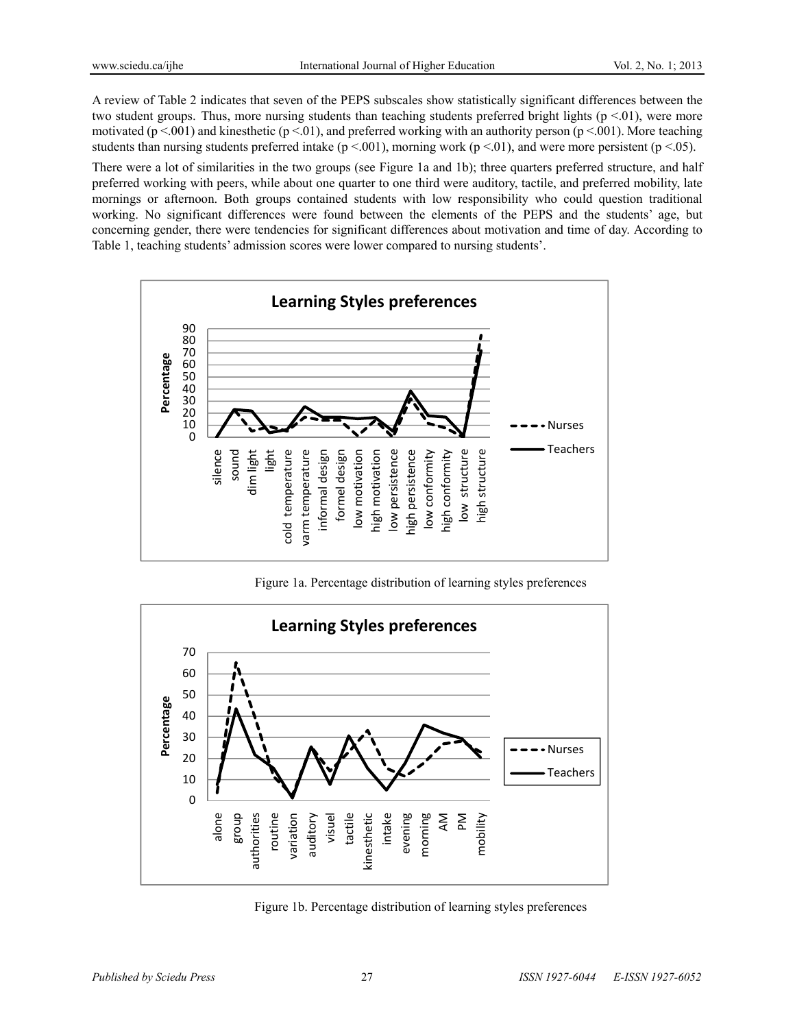A review of Table 2 indicates that seven of the PEPS subscales show statistically significant differences between the two student groups. Thus, more nursing students than teaching students preferred bright lights ($p < .01$), were more motivated ($p < .001$) and kinesthetic ($p < .01$), and preferred working with an authority person ($p < .001$). More teaching students than nursing students preferred intake ($p < .001$), morning work ($p < .01$), and were more persistent ($p < .05$).

There were a lot of similarities in the two groups (see Figure 1a and 1b); three quarters preferred structure, and half preferred working with peers, while about one quarter to one third were auditory, tactile, and preferred mobility, late mornings or afternoon. Both groups contained students with low responsibility who could question traditional working. No significant differences were found between the elements of the PEPS and the students' age, but concerning gender, there were tendencies for significant differences about motivation and time of day. According to Table 1, teaching students' admission scores were lower compared to nursing students'.

Learning Styles preferences

Percentage

90
80
70
60
50
40
30
20
10
0

silence
sound
dim light
light
cold temperature
varm temperature
informal design
formel design
low motivation
high motivation
low persistence
high persistence
low conformity
high conformity
low structure
high structure

Nurses
Teachers

Figure 1a. Percentage distribution of learning styles preferences

Learning Styles preferences

Percentage

70
60
50
40
30
20
10
0

alone
group
authorities
routine
variation
auditory
visuel
tactile
kinesthetic
intake
evening
morning
AM
PM
mobility

Nurses
Teachers

Figure 1b. Percentage distribution of learning styles preferences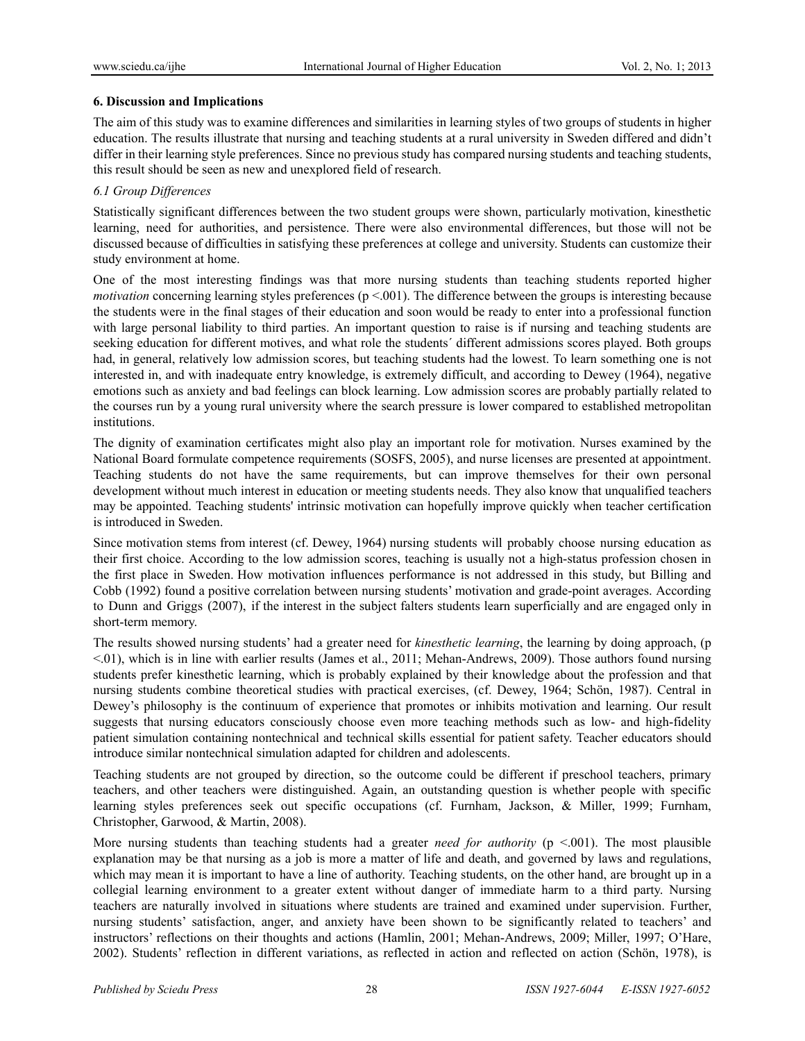## 6. Discussion and Implications

The aim of this study was to examine differences and similarities in learning styles of two groups of students in higher education. The results illustrate that nursing and teaching students at a rural university in Sweden differed and didn't differ in their learning style preferences. Since no previous study has compared nursing students and teaching students, this result should be seen as new and unexplored field of research.

### *6.1 Group Differences*

Statistically significant differences between the two student groups were shown, particularly motivation, kinesthetic learning, need for authorities, and persistence. There were also environmental differences, but those will not be discussed because of difficulties in satisfying these preferences at college and university. Students can customize their study environment at home.

One of the most interesting findings was that more nursing students than teaching students reported higher *motivation* concerning learning styles preferences ($p < .001$). The difference between the groups is interesting because the students were in the final stages of their education and soon would be ready to enter into a professional function with large personal liability to third parties. An important question to raise is if nursing and teaching students are seeking education for different motives, and what role the students´ different admissions scores played. Both groups had, in general, relatively low admission scores, but teaching students had the lowest. To learn something one is not interested in, and with inadequate entry knowledge, is extremely difficult, and according to Dewey (1964), negative emotions such as anxiety and bad feelings can block learning. Low admission scores are probably partially related to the courses run by a young rural university where the search pressure is lower compared to established metropolitan institutions.

The dignity of examination certificates might also play an important role for motivation. Nurses examined by the National Board formulate competence requirements (SOSFS, 2005), and nurse licenses are presented at appointment. Teaching students do not have the same requirements, but can improve themselves for their own personal development without much interest in education or meeting students needs. They also know that unqualified teachers may be appointed. Teaching students' intrinsic motivation can hopefully improve quickly when teacher certification is introduced in Sweden.

Since motivation stems from interest (cf. Dewey, 1964) nursing students will probably choose nursing education as their first choice. According to the low admission scores, teaching is usually not a high-status profession chosen in the first place in Sweden. How motivation influences performance is not addressed in this study, but Billing and Cobb (1992) found a positive correlation between nursing students' motivation and grade-point averages. According to Dunn and Griggs (2007), if the interest in the subject falters students learn superficially and are engaged only in short-term memory.

The results showed nursing students' had a greater need for *kinesthetic learning*, the learning by doing approach, ($p < .01$), which is in line with earlier results (James et al., 2011; Mehan-Andrews, 2009). Those authors found nursing students prefer kinesthetic learning, which is probably explained by their knowledge about the profession and that nursing students combine theoretical studies with practical exercises, (cf. Dewey, 1964; Schön, 1987). Central in Dewey's philosophy is the continuum of experience that promotes or inhibits motivation and learning. Our result suggests that nursing educators consciously choose even more teaching methods such as low- and high-fidelity patient simulation containing nontechnical and technical skills essential for patient safety. Teacher educators should introduce similar nontechnical simulation adapted for children and adolescents.

Teaching students are not grouped by direction, so the outcome could be different if preschool teachers, primary teachers, and other teachers were distinguished. Again, an outstanding question is whether people with specific learning styles preferences seek out specific occupations (cf. Furnham, Jackson, & Miller, 1999; Furnham, Christopher, Garwood, & Martin, 2008).

More nursing students than teaching students had a greater *need for authority* ($p < .001$). The most plausible explanation may be that nursing as a job is more a matter of life and death, and governed by laws and regulations, which may mean it is important to have a line of authority. Teaching students, on the other hand, are brought up in a collegial learning environment to a greater extent without danger of immediate harm to a third party. Nursing teachers are naturally involved in situations where students are trained and examined under supervision. Further, nursing students' satisfaction, anger, and anxiety have been shown to be significantly related to teachers' and instructors' reflections on their thoughts and actions (Hamlin, 2001; Mehan-Andrews, 2009; Miller, 1997; O'Hare, 2002). Students' reflection in different variations, as reflected in action and reflected on action (Schön, 1978), is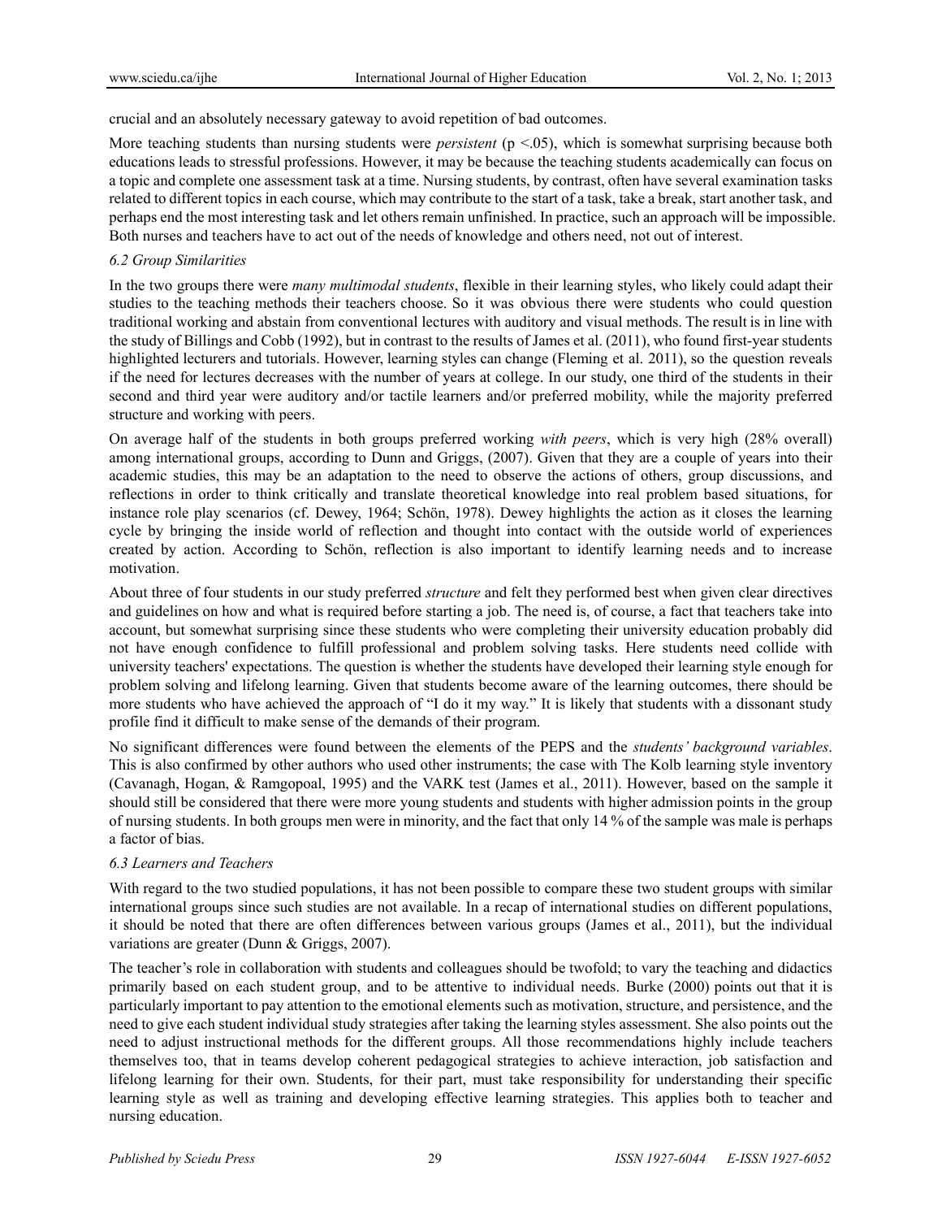crucial and an absolutely necessary gateway to avoid repetition of bad outcomes.

More teaching students than nursing students were *persistent* ($p < .05$), which is somewhat surprising because both educations leads to stressful professions. However, it may be because the teaching students academically can focus on a topic and complete one assessment task at a time. Nursing students, by contrast, often have several examination tasks related to different topics in each course, which may contribute to the start of a task, take a break, start another task, and perhaps end the most interesting task and let others remain unfinished. In practice, such an approach will be impossible. Both nurses and teachers have to act out of the needs of knowledge and others need, not out of interest.

### *6.2 Group Similarities*

In the two groups there were *many multimodal students*, flexible in their learning styles, who likely could adapt their studies to the teaching methods their teachers choose. So it was obvious there were students who could question traditional working and abstain from conventional lectures with auditory and visual methods. The result is in line with the study of Billings and Cobb (1992), but in contrast to the results of James et al. (2011), who found first-year students highlighted lecturers and tutorials. However, learning styles can change (Fleming et al. 2011), so the question reveals if the need for lectures decreases with the number of years at college. In our study, one third of the students in their second and third year were auditory and/or tactile learners and/or preferred mobility, while the majority preferred structure and working with peers.

On average half of the students in both groups preferred working *with peers*, which is very high (28% overall) among international groups, according to Dunn and Griggs, (2007). Given that they are a couple of years into their academic studies, this may be an adaptation to the need to observe the actions of others, group discussions, and reflections in order to think critically and translate theoretical knowledge into real problem based situations, for instance role play scenarios (cf. Dewey, 1964; Schön, 1978). Dewey highlights the action as it closes the learning cycle by bringing the inside world of reflection and thought into contact with the outside world of experiences created by action. According to Schön, reflection is also important to identify learning needs and to increase motivation.

About three of four students in our study preferred *structure* and felt they performed best when given clear directives and guidelines on how and what is required before starting a job. The need is, of course, a fact that teachers take into account, but somewhat surprising since these students who were completing their university education probably did not have enough confidence to fulfill professional and problem solving tasks. Here students need collide with university teachers' expectations. The question is whether the students have developed their learning style enough for problem solving and lifelong learning. Given that students become aware of the learning outcomes, there should be more students who have achieved the approach of "I do it my way." It is likely that students with a dissonant study profile find it difficult to make sense of the demands of their program.

No significant differences were found between the elements of the PEPS and the *students' background variables*. This is also confirmed by other authors who used other instruments; the case with The Kolb learning style inventory (Cavanagh, Hogan, & Ramgopoal, 1995) and the VARK test (James et al., 2011). However, based on the sample it should still be considered that there were more young students and students with higher admission points in the group of nursing students. In both groups men were in minority, and the fact that only 14 % of the sample was male is perhaps a factor of bias.

### *6.3 Learners and Teachers*

With regard to the two studied populations, it has not been possible to compare these two student groups with similar international groups since such studies are not available. In a recap of international studies on different populations, it should be noted that there are often differences between various groups (James et al., 2011), but the individual variations are greater (Dunn & Griggs, 2007).

The teacher's role in collaboration with students and colleagues should be twofold; to vary the teaching and didactics primarily based on each student group, and to be attentive to individual needs. Burke (2000) points out that it is particularly important to pay attention to the emotional elements such as motivation, structure, and persistence, and the need to give each student individual study strategies after taking the learning styles assessment. She also points out the need to adjust instructional methods for the different groups. All those recommendations highly include teachers themselves too, that in teams develop coherent pedagogical strategies to achieve interaction, job satisfaction and lifelong learning for their own. Students, for their part, must take responsibility for understanding their specific learning style as well as training and developing effective learning strategies. This applies both to teacher and nursing education.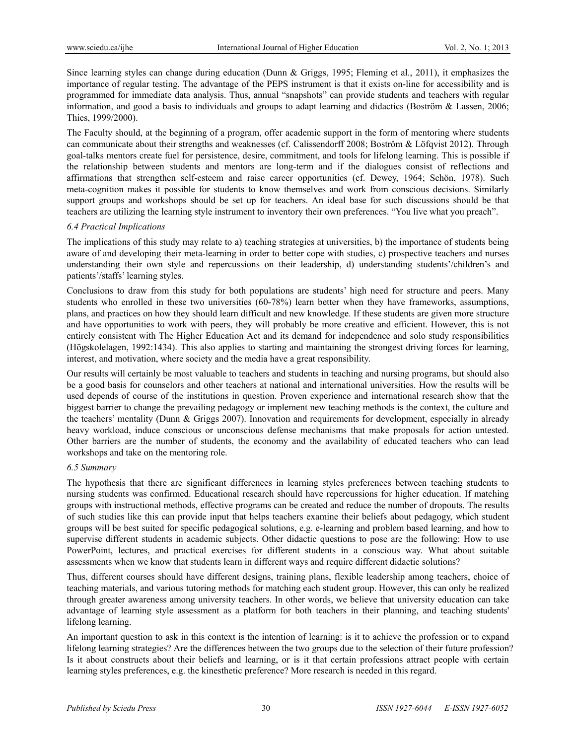Since learning styles can change during education (Dunn & Griggs, 1995; Fleming et al., 2011), it emphasizes the importance of regular testing. The advantage of the PEPS instrument is that it exists on-line for accessibility and is programmed for immediate data analysis. Thus, annual "snapshots" can provide students and teachers with regular information, and good a basis to individuals and groups to adapt learning and didactics (Boström & Lassen, 2006; Thies, 1999/2000).

The Faculty should, at the beginning of a program, offer academic support in the form of mentoring where students can communicate about their strengths and weaknesses (cf. Calissendorff 2008; Boström & Löfqvist 2012). Through goal-talks mentors create fuel for persistence, desire, commitment, and tools for lifelong learning. This is possible if the relationship between students and mentors are long-term and if the dialogues consist of reflections and affirmations that strengthen self-esteem and raise career opportunities (cf. Dewey, 1964; Schön, 1978). Such meta-cognition makes it possible for students to know themselves and work from conscious decisions. Similarly support groups and workshops should be set up for teachers. An ideal base for such discussions should be that teachers are utilizing the learning style instrument to inventory their own preferences. "You live what you preach".

### *6.4 Practical Implications*

The implications of this study may relate to a) teaching strategies at universities, b) the importance of students being aware of and developing their meta-learning in order to better cope with studies, c) prospective teachers and nurses understanding their own style and repercussions on their leadership, d) understanding students'/children's and patients'/staffs' learning styles.

Conclusions to draw from this study for both populations are students' high need for structure and peers. Many students who enrolled in these two universities (60-78%) learn better when they have frameworks, assumptions, plans, and practices on how they should learn difficult and new knowledge. If these students are given more structure and have opportunities to work with peers, they will probably be more creative and efficient. However, this is not entirely consistent with The Higher Education Act and its demand for independence and solo study responsibilities (Högskolelagen, 1992:1434). This also applies to starting and maintaining the strongest driving forces for learning, interest, and motivation, where society and the media have a great responsibility.

Our results will certainly be most valuable to teachers and students in teaching and nursing programs, but should also be a good basis for counselors and other teachers at national and international universities. How the results will be used depends of course of the institutions in question. Proven experience and international research show that the biggest barrier to change the prevailing pedagogy or implement new teaching methods is the context, the culture and the teachers' mentality (Dunn & Griggs 2007). Innovation and requirements for development, especially in already heavy workload, induce conscious or unconscious defense mechanisms that make proposals for action untested. Other barriers are the number of students, the economy and the availability of educated teachers who can lead workshops and take on the mentoring role.

### *6.5 Summary*

The hypothesis that there are significant differences in learning styles preferences between teaching students to nursing students was confirmed. Educational research should have repercussions for higher education. If matching groups with instructional methods, effective programs can be created and reduce the number of dropouts. The results of such studies like this can provide input that helps teachers examine their beliefs about pedagogy, which student groups will be best suited for specific pedagogical solutions, e.g. e-learning and problem based learning, and how to supervise different students in academic subjects. Other didactic questions to pose are the following: How to use PowerPoint, lectures, and practical exercises for different students in a conscious way. What about suitable assessments when we know that students learn in different ways and require different didactic solutions?

Thus, different courses should have different designs, training plans, flexible leadership among teachers, choice of teaching materials, and various tutoring methods for matching each student group. However, this can only be realized through greater awareness among university teachers. In other words, we believe that university education can take advantage of learning style assessment as a platform for both teachers in their planning, and teaching students' lifelong learning.

An important question to ask in this context is the intention of learning: is it to achieve the profession or to expand lifelong learning strategies? Are the differences between the two groups due to the selection of their future profession? Is it about constructs about their beliefs and learning, or is it that certain professions attract people with certain learning styles preferences, e.g. the kinesthetic preference? More research is needed in this regard.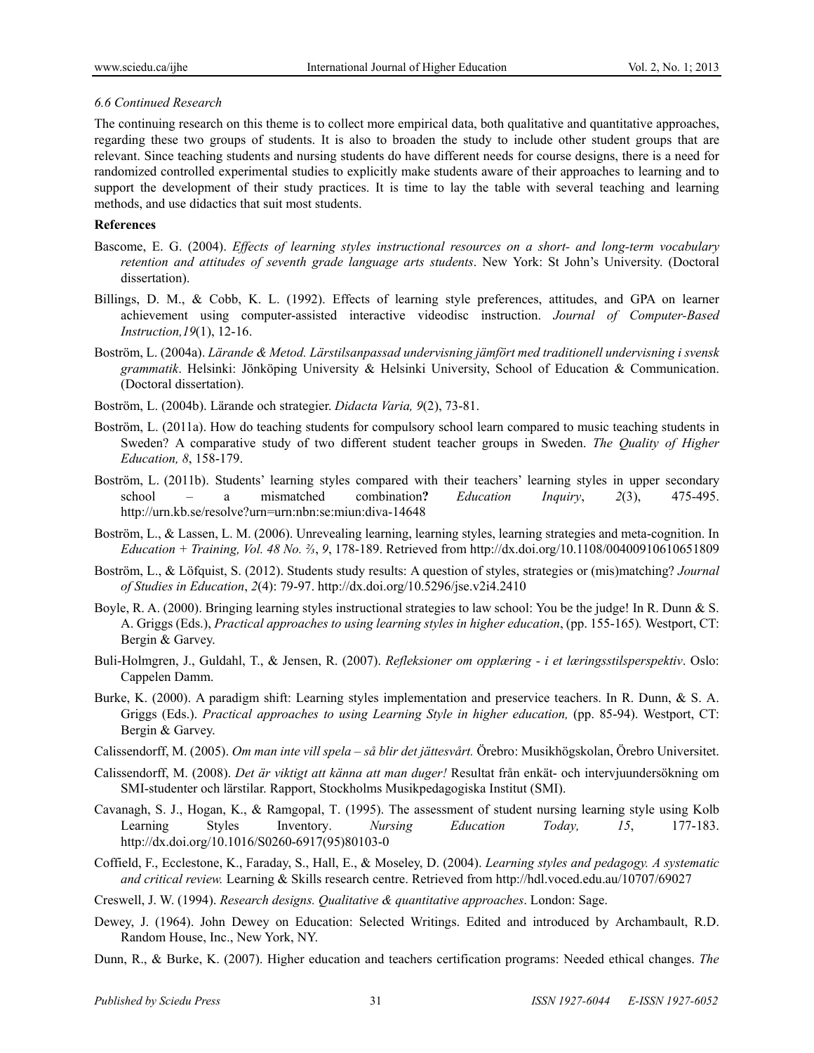*6.6 Continued Research*

The continuing research on this theme is to collect more empirical data, both qualitative and quantitative approaches, regarding these two groups of students. It is also to broaden the study to include other student groups that are relevant. Since teaching students and nursing students do have different needs for course designs, there is a need for randomized controlled experimental studies to explicitly make students aware of their approaches to learning and to support the development of their study practices. It is time to lay the table with several teaching and learning methods, and use didactics that suit most students.

**References**

Bascome, E. G. (2004). *Effects of learning styles instructional resources on a short- and long-term vocabulary retention and attitudes of seventh grade language arts students*. New York: St John's University. (Doctoral dissertation).

Billings, D. M., & Cobb, K. L. (1992). Effects of learning style preferences, attitudes, and GPA on learner achievement using computer-assisted interactive videodisc instruction. *Journal of Computer-Based Instruction,19*(1), 12-16.

Boström, L. (2004a). *Lärande & Metod. Lärstilsanpassad undervisning jämfört med traditionell undervisning i svensk grammatik*. Helsinki: Jönköping University & Helsinki University, School of Education & Communication. (Doctoral dissertation).

Boström, L. (2004b). Lärande och strategier. *Didacta Varia, 9*(2), 73-81.

Boström, L. (2011a). How do teaching students for compulsory school learn compared to music teaching students in Sweden? A comparative study of two different student teacher groups in Sweden. *The Quality of Higher Education, 8*, 158-179.

Boström, L. (2011b). Students' learning styles compared with their teachers' learning styles in upper secondary school – a mismatched combination**?** *Education Inquiry*, *2*(3), 475-495. http://urn.kb.se/resolve?urn=urn:nbn:se:miun:diva-14648

Boström, L., & Lassen, L. M. (2006). Unrevealing learning, learning styles, learning strategies and meta-cognition. In *Education + Training, Vol. 48 No. ⅔*, *9*, 178-189. Retrieved from http://dx.doi.org/10.1108/00400910610651809

Boström, L., & Löfquist, S. (2012). Students study results: A question of styles, strategies or (mis)matching? *Journal of Studies in Education*, *2*(4): 79-97. http://dx.doi.org/10.5296/jse.v2i4.2410

Boyle, R. A. (2000). Bringing learning styles instructional strategies to law school: You be the judge! In R. Dunn & S. A. Griggs (Eds.), *Practical approaches to using learning styles in higher education*, (pp. 155-165)*.* Westport, CT: Bergin & Garvey.

Buli-Holmgren, J., Guldahl, T., & Jensen, R. (2007). *Refleksioner om opplæring - i et læringsstilsperspektiv*. Oslo: Cappelen Damm.

Burke, K. (2000). A paradigm shift: Learning styles implementation and preservice teachers. In R. Dunn, & S. A. Griggs (Eds.). *Practical approaches to using Learning Style in higher education,* (pp. 85-94). Westport, CT: Bergin & Garvey.

Calissendorff, M. (2005). *Om man inte vill spela – så blir det jättesvårt.* Örebro: Musikhögskolan, Örebro Universitet.

Calissendorff, M. (2008). *Det är viktigt att känna att man duger!* Resultat från enkät- och intervjuundersökning om SMI-studenter och lärstilar. Rapport, Stockholms Musikpedagogiska Institut (SMI).

Cavanagh, S. J., Hogan, K., & Ramgopal, T. (1995). The assessment of student nursing learning style using Kolb Learning Styles Inventory. *Nursing Education Today, 15*, 177-183. http://dx.doi.org/10.1016/S0260-6917(95)80103-0

Coffield, F., Ecclestone, K., Faraday, S., Hall, E., & Moseley, D. (2004). *Learning styles and pedagogy. A systematic and critical review.* Learning & Skills research centre. Retrieved from http://hdl.voced.edu.au/10707/69027

Creswell, J. W. (1994). *Research designs. Qualitative & quantitative approaches*. London: Sage.

Dewey, J. (1964). John Dewey on Education: Selected Writings. Edited and introduced by Archambault, R.D. Random House, Inc., New York, NY.

Dunn, R., & Burke, K. (2007). Higher education and teachers certification programs: Needed ethical changes. *The*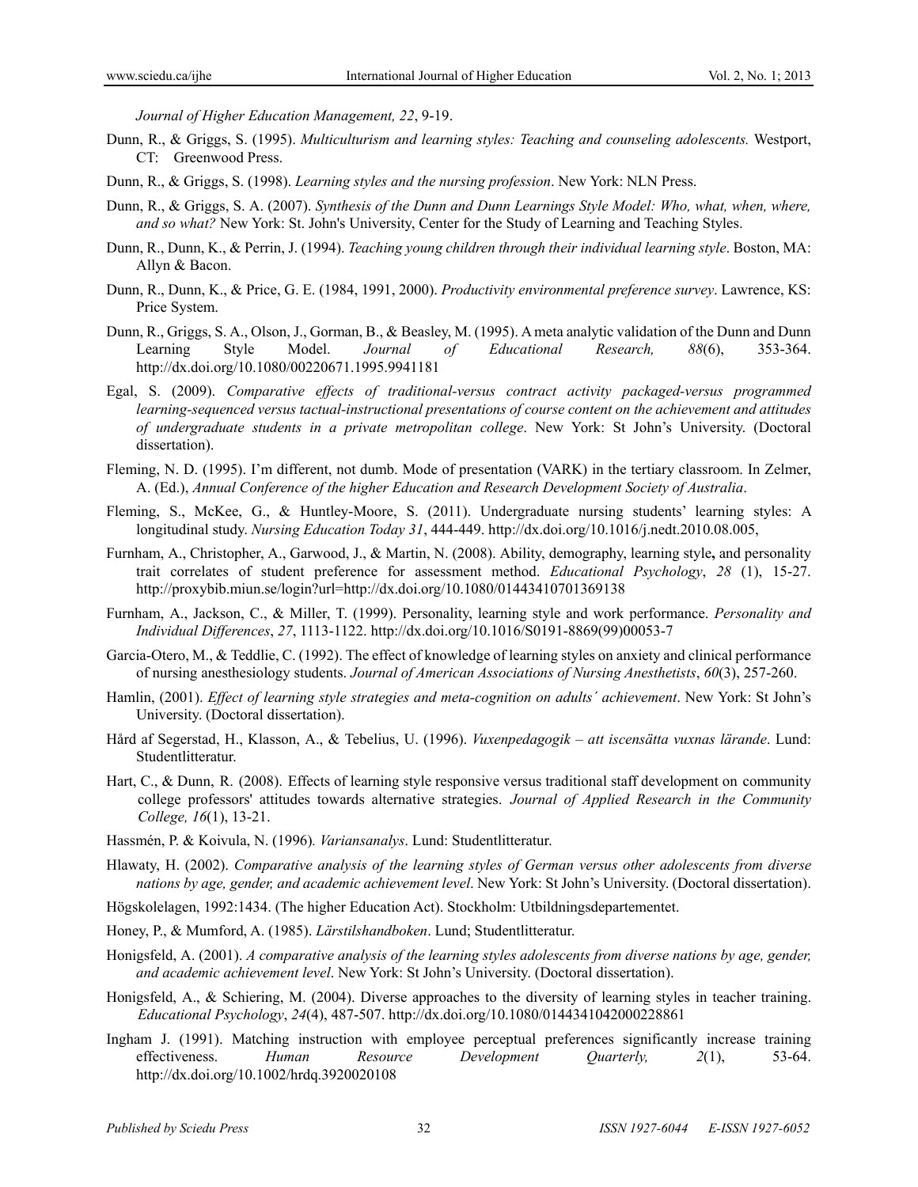*Journal of Higher Education Management, 22*, 9-19.

Dunn, R., & Griggs, S. (1995). *Multiculturism and learning styles: Teaching and counseling adolescents.* Westport, CT: Greenwood Press.

Dunn, R., & Griggs, S. (1998). *Learning styles and the nursing profession*. New York: NLN Press.

Dunn, R., & Griggs, S. (2007). *Synthesis of the Dunn and Dunn Learnings Style Model: Who, what, when, where, and so what?* New York: St. John's University, Center for the Study of Learning and Teaching Styles.

Dunn, R., Dunn, K., & Perrin, J. (1994). *Teaching young children through their individual learning style*. Boston, MA: Allyn & Bacon.

Dunn, R., Dunn, K., & Price, G. E. (1984, 1991, 2000). *Productivity environmental preference survey*. Lawrence, KS: Price System.

Dunn, R., Griggs, S. A., Olson, J., Gorman, B., & Beasley, M. (1995). A meta analytic validation of the Dunn and Dunn Learning Style Model. *Journal of Educational Research, 88*(6), 353-364. http://dx.doi.org/10.1080/00220671.1995.9941181

Egal, S. (2009). *Comparative effects of traditional-versus contract activity packaged-versus programmed learning-sequenced versus tactual-instructional presentations of course content on the achievement and attitudes of undergraduate students in a private metropolitan college*. New York: St John's University. (Doctoral dissertation).

Fleming, N. D. (1995). I'm different, not dumb. Mode of presentation (VARK) in the tertiary classroom. In Zelmer, A. (Ed.), *Annual Conference of the higher Education and Research Development Society of Australia*.

Fleming, S., McKee, G., & Huntley-Moore, S. (2011). Undergraduate nursing students' learning styles: A longitudinal study. *Nursing Education Today 31*, 444-449. http://dx.doi.org/10.1016/j.nedt.2010.08.005,

Furnham, A., Christopher, A., Garwood, J., & Martin, N. (2008). Ability, demography, learning style**,** and personality trait correlates of student preference for assessment method. *Educational Psychology*, *28* (1), 15-27. http://proxybib.miun.se/login?url=http://dx.doi.org/10.1080/01443410701369138

Furnham, A., Jackson, C., & Miller, T. (1999). Personality, learning style and work performance. *Personality and Individual Differences*, *27*, 1113-1122. http://dx.doi.org/10.1016/S0191-8869(99)00053-7

Garcia-Otero, M., & Teddlie, C. (1992). The effect of knowledge of learning styles on anxiety and clinical performance of nursing anesthesiology students. *Journal of American Associations of Nursing Anesthetists*, *60*(3), 257-260.

Hamlin, (2001). *Effect of learning style strategies and meta-cognition on adults´ achievement*. New York: St John's University. (Doctoral dissertation).

Hård af Segerstad, H., Klasson, A., & Tebelius, U. (1996). *Vuxenpedagogik – att iscensätta vuxnas lärande*. Lund: Studentlitteratur.

Hart, C., & Dunn, R. (2008). Effects of learning style responsive versus traditional staff development on community college professors' attitudes towards alternative strategies. *Journal of Applied Research in the Community College, 16*(1), 13-21.

Hassmén, P. & Koivula, N. (1996). *Variansanalys*. Lund: Studentlitteratur.

Hlawaty, H. (2002). *Comparative analysis of the learning styles of German versus other adolescents from diverse nations by age, gender, and academic achievement level*. New York: St John's University. (Doctoral dissertation).

Högskolelagen, 1992:1434. (The higher Education Act). Stockholm: Utbildningsdepartementet.

Honey, P., & Mumford, A. (1985). *Lärstilshandboken*. Lund; Studentlitteratur.

Honigsfeld, A. (2001). *A comparative analysis of the learning styles adolescents from diverse nations by age, gender, and academic achievement level*. New York: St John's University. (Doctoral dissertation).

Honigsfeld, A., & Schiering, M. (2004). Diverse approaches to the diversity of learning styles in teacher training. *Educational Psychology*, *24*(4), 487-507. http://dx.doi.org/10.1080/0144341042000228861

Ingham J. (1991). Matching instruction with employee perceptual preferences significantly increase training effectiveness. *Human Resource Development Quarterly, 2*(1), 53-64. http://dx.doi.org/10.1002/hrdq.3920020108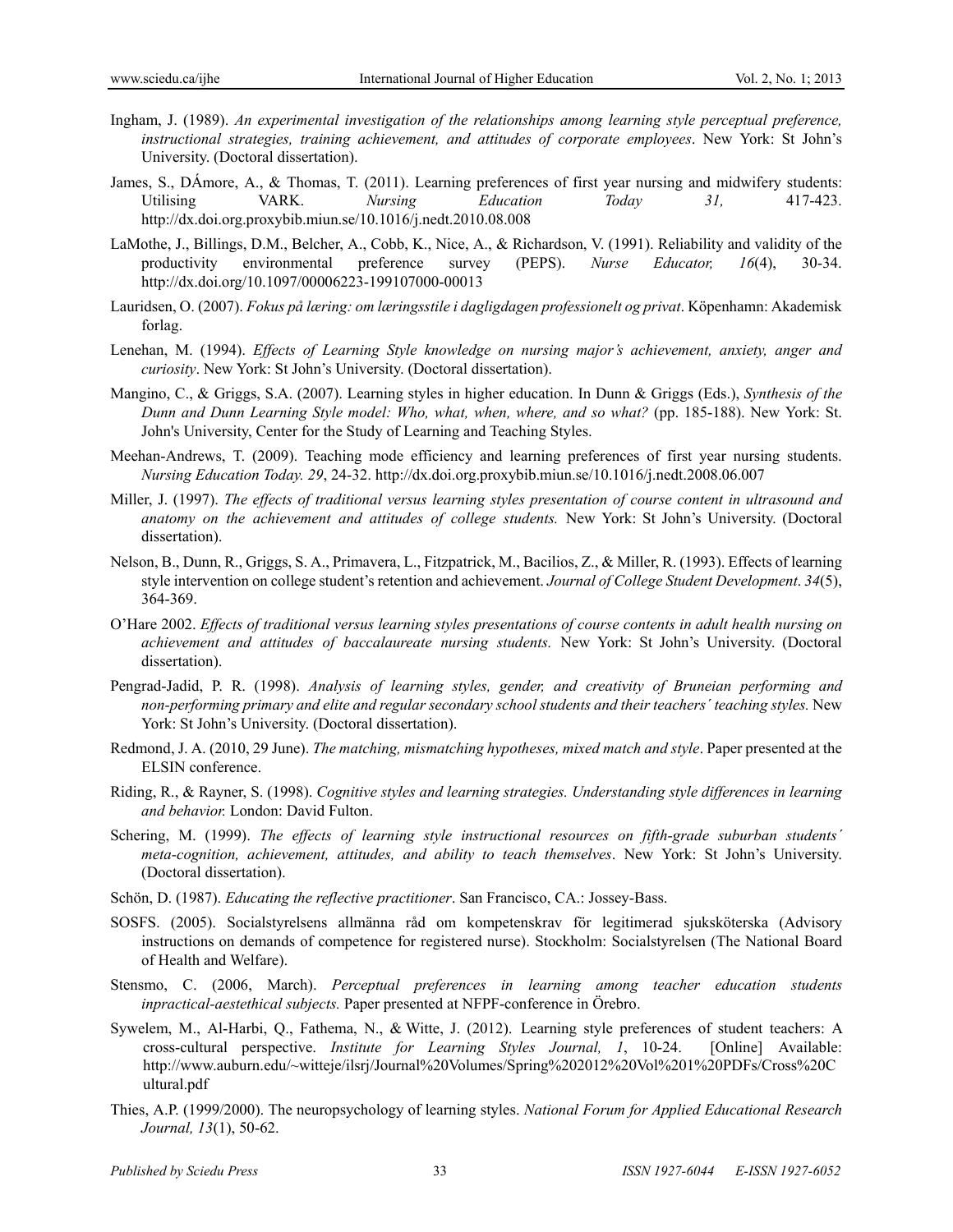Ingham, J. (1989). *An experimental investigation of the relationships among learning style perceptual preference, instructional strategies, training achievement, and attitudes of corporate employees*. New York: St John's University. (Doctoral dissertation).

James, S., DÁmore, A., & Thomas, T. (2011). Learning preferences of first year nursing and midwifery students: Utilising VARK. *Nursing Education Today 31,* 417-423. http://dx.doi.org.proxybib.miun.se/10.1016/j.nedt.2010.08.008

LaMothe, J., Billings, D.M., Belcher, A., Cobb, K., Nice, A., & Richardson, V. (1991). Reliability and validity of the productivity environmental preference survey (PEPS). *Nurse Educator, 16*(4), 30-34. http://dx.doi.org/10.1097/00006223-199107000-00013

Lauridsen, O. (2007). *Fokus på læring: om læringsstile i dagligdagen professionelt og privat*. Köpenhamn: Akademisk forlag.

Lenehan, M. (1994). *Effects of Learning Style knowledge on nursing major's achievement, anxiety, anger and curiosity*. New York: St John's University. (Doctoral dissertation).

Mangino, C., & Griggs, S.A. (2007). Learning styles in higher education. In Dunn & Griggs (Eds.), *Synthesis of the Dunn and Dunn Learning Style model: Who, what, when, where, and so what?* (pp. 185-188). New York: St. John's University, Center for the Study of Learning and Teaching Styles.

Meehan-Andrews, T. (2009). Teaching mode efficiency and learning preferences of first year nursing students. *Nursing Education Today. 29*, 24-32. http://dx.doi.org.proxybib.miun.se/10.1016/j.nedt.2008.06.007

Miller, J. (1997). *The effects of traditional versus learning styles presentation of course content in ultrasound and anatomy on the achievement and attitudes of college students.* New York: St John's University. (Doctoral dissertation).

Nelson, B., Dunn, R., Griggs, S. A., Primavera, L., Fitzpatrick, M., Bacilios, Z., & Miller, R. (1993). Effects of learning style intervention on college student's retention and achievement. *Journal of College Student Development*. *34*(5), 364-369.

O'Hare 2002. *Effects of traditional versus learning styles presentations of course contents in adult health nursing on achievement and attitudes of baccalaureate nursing students.* New York: St John's University. (Doctoral dissertation).

Pengrad-Jadid, P. R. (1998). *Analysis of learning styles, gender, and creativity of Bruneian performing and non-performing primary and elite and regular secondary school students and their teachers´ teaching styles.* New York: St John's University. (Doctoral dissertation).

Redmond, J. A. (2010, 29 June). *The matching, mismatching hypotheses, mixed match and style*. Paper presented at the ELSIN conference.

Riding, R., & Rayner, S. (1998). *Cognitive styles and learning strategies. Understanding style differences in learning and behavior.* London: David Fulton.

Schering, M. (1999). *The effects of learning style instructional resources on fifth-grade suburban students´ meta-cognition, achievement, attitudes, and ability to teach themselves*. New York: St John's University. (Doctoral dissertation).

Schön, D. (1987). *Educating the reflective practitioner*. San Francisco, CA.: Jossey-Bass.

SOSFS. (2005). Socialstyrelsens allmänna råd om kompetenskrav för legitimerad sjuksköterska (Advisory instructions on demands of competence for registered nurse). Stockholm: Socialstyrelsen (The National Board of Health and Welfare).

Stensmo, C. (2006, March). *Perceptual preferences in learning among teacher education students inpractical-aestethical subjects.* Paper presented at NFPF-conference in Örebro.

Sywelem, M., Al-Harbi, Q., Fathema, N., & Witte, J. (2012). Learning style preferences of student teachers: A cross-cultural perspective. *Institute for Learning Styles Journal, 1*, 10-24. [Online] Available: http://www.auburn.edu/~witteje/ilsrj/Journal%20Volumes/Spring%202012%20Vol%201%20PDFs/Cross%20Cultural.pdf

Thies, A.P. (1999/2000). The neuropsychology of learning styles. *National Forum for Applied Educational Research Journal, 13*(1), 50-62.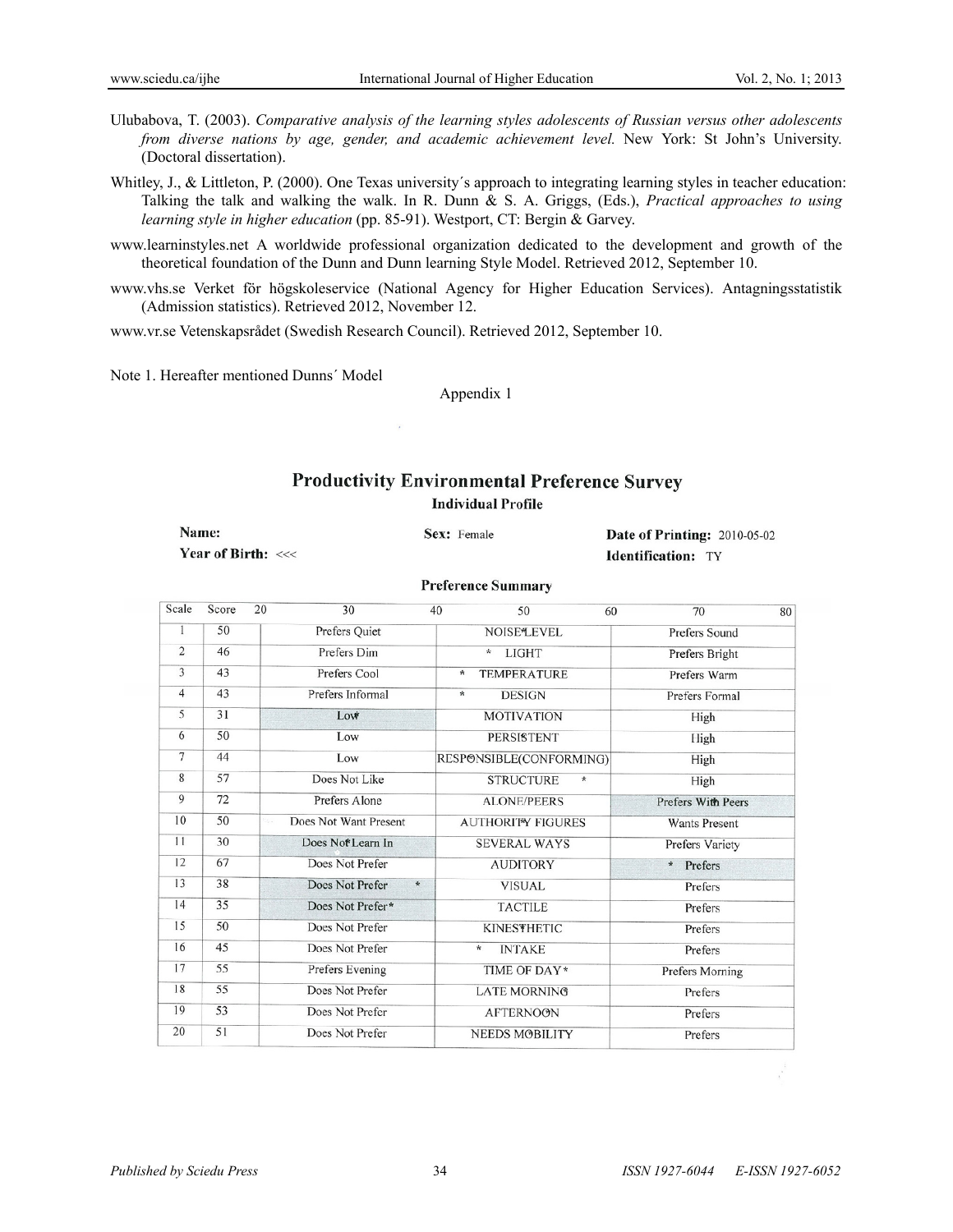Ulubabova, T. (2003). *Comparative analysis of the learning styles adolescents of Russian versus other adolescents from diverse nations by age, gender, and academic achievement level.* New York: St John's University. (Doctoral dissertation).

Whitley, J., & Littleton, P. (2000). One Texas university´s approach to integrating learning styles in teacher education: Talking the talk and walking the walk. In R. Dunn & S. A. Griggs, (Eds.), *Practical approaches to using learning style in higher education* (pp. 85-91). Westport, CT: Bergin & Garvey.

www.learninstyles.net A worldwide professional organization dedicated to the development and growth of the theoretical foundation of the Dunn and Dunn learning Style Model. Retrieved 2012, September 10.

www.vhs.se Verket för högskoleservice (National Agency for Higher Education Services). Antagningsstatistik (Admission statistics). Retrieved 2012, November 12.

www.vr.se Vetenskapsrådet (Swedish Research Council). Retrieved 2012, September 10.

Note 1. Hereafter mentioned Dunns´ Model

Appendix 1

## Productivity Environmental Preference Survey

**Individual Profile**

**Name:** 
**Sex:** Female
**Date of Printing:** 2010-05-02
**Year of Birth:** <<<
**Identification:** TY

**Preference Summary**

| Scale | Score | 20 — 30 — 40 | 40 — 50 — 60 | 60 — 70 — 80 |
|---|---|---|---|---|
| 1 | 50 | Prefers Quiet | NOISE*LEVEL | Prefers Sound |
| 2 | 46 | Prefers Dim | * LIGHT | Prefers Bright |
| 3 | 43 | Prefers Cool | * TEMPERATURE | Prefers Warm |
| 4 | 43 | Prefers Informal | * DESIGN | Prefers Formal |
| 5 | 31 | Low* | MOTIVATION | High |
| 6 | 50 | Low | PERSIS*TENT | High |
| 7 | 44 | Low | RESP*ONSIBLE(CONFORMING) | High |
| 8 | 57 | Does Not Like | STRUCTURE * | High |
| 9 | 72 | Prefers Alone | ALONE/PEERS | Prefers With* Peers |
| 10 | 50 | Does Not Want Present | AUTHORIT*Y FIGURES | Wants Present |
| 11 | 30 | Does Not* Learn In | SEVERAL WAYS | Prefers Variety |
| 12 | 67 | Does Not Prefer | AUDITORY | * Prefers |
| 13 | 38 | Does Not Prefer * | VISUAL | Prefers |
| 14 | 35 | Does Not Prefer* | TACTILE | Prefers |
| 15 | 50 | Does Not Prefer | KINES*THETIC | Prefers |
| 16 | 45 | Does Not Prefer | * INTAKE | Prefers |
| 17 | 55 | Prefers Evening | TIME OF DAY* | Prefers Morning |
| 18 | 55 | Does Not Prefer | LATE MORNING* | Prefers |
| 19 | 53 | Does Not Prefer | AFTERNOO*N | Prefers |
| 20 | 51 | Does Not Prefer | NEEDS MO*BILITY | Prefers |